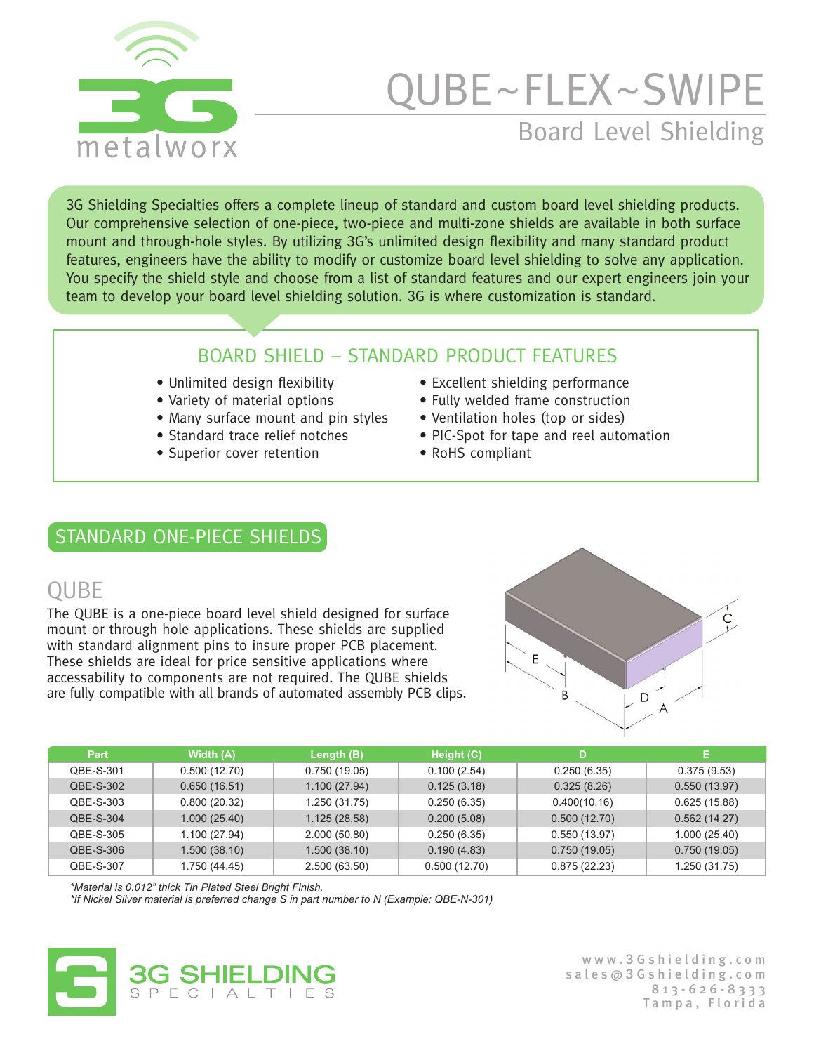# QUBE~FLEX~SWIPE

## Board Level Shielding

3G Shielding Specialties offers a complete lineup of standard and custom board level shielding products. Our comprehensive selection of one-piece, two-piece and multi-zone shields are available in both surface mount and through-hole styles. By utilizing 3G's unlimited design flexibility and many standard product features, engineers have the ability to modify or customize board level shielding to solve any application. You specify the shield style and choose from a list of standard features and our expert engineers join your team to develop your board level shielding solution. 3G is where customization is standard.

### BOARD SHIELD – STANDARD PRODUCT FEATURES

- Unlimited design flexibility
- Variety of material options
- Many surface mount and pin styles
- Standard trace relief notches
- Superior cover retention
- Excellent shielding performance
- Fully welded frame construction
- Ventilation holes (top or sides)
- PIC-Spot for tape and reel automation
- RoHS compliant

## STANDARD ONE-PIECE SHIELDS

### QUBE

The QUBE is a one-piece board level shield designed for surface mount or through hole applications. These shields are supplied with standard alignment pins to insure proper PCB placement. These shields are ideal for price sensitive applications where accessability to components are not required. The QUBE shields are fully compatible with all brands of automated assembly PCB clips.

| Part | Width (A) | Length (B) | Height (C) | D | E |
|---|---|---|---|---|---|
| QBE-S-301 | 0.500 (12.70) | 0.750 (19.05) | 0.100 (2.54) | 0.250 (6.35) | 0.375 (9.53) |
| QBE-S-302 | 0.650 (16.51) | 1.100 (27.94) | 0.125 (3.18) | 0.325 (8.26) | 0.550 (13.97) |
| QBE-S-303 | 0.800 (20.32) | 1.250 (31.75) | 0.250 (6.35) | 0.400(10.16) | 0.625 (15.88) |
| QBE-S-304 | 1.000 (25.40) | 1.125 (28.58) | 0.200 (5.08) | 0.500 (12.70) | 0.562 (14.27) |
| QBE-S-305 | 1.100 (27.94) | 2.000 (50.80) | 0.250 (6.35) | 0.550 (13.97) | 1.000 (25.40) |
| QBE-S-306 | 1.500 (38.10) | 1.500 (38.10) | 0.190 (4.83) | 0.750 (19.05) | 0.750 (19.05) |
| QBE-S-307 | 1.750 (44.45) | 2.500 (63.50) | 0.500 (12.70) | 0.875 (22.23) | 1.250 (31.75) |

*\*Material is 0.012" thick Tin Plated Steel Bright Finish.*
*\*If Nickel Silver material is preferred change S in part number to N (Example: QBE-N-301)*

3G SHIELDING SPECIALTIES

www.3Gshielding.com
sales@3Gshielding.com
813-626-8333
Tampa, Florida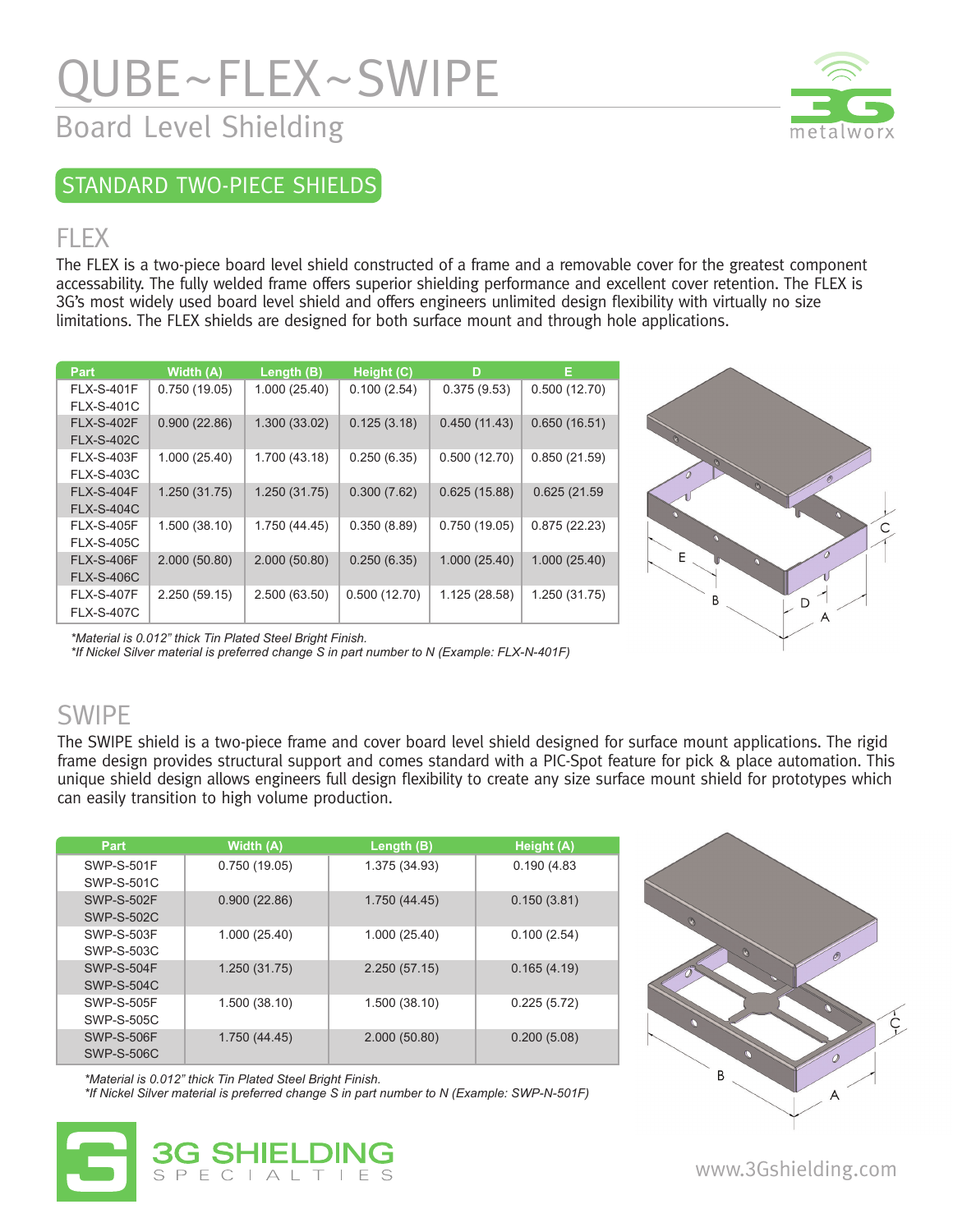# QUBE~FLEX~SWIPE

## Board Level Shielding

### STANDARD TWO-PIECE SHIELDS

## FLEX

The FLEX is a two-piece board level shield constructed of a frame and a removable cover for the greatest component accessability. The fully welded frame offers superior shielding performance and excellent cover retention. The FLEX is 3G's most widely used board level shield and offers engineers unlimited design flexibility with virtually no size limitations. The FLEX shields are designed for both surface mount and through hole applications.

| Part | Width (A) | Length (B) | Height (C) | D | E |
|---|---|---|---|---|---|
| FLX-S-401F FLX-S-401C | 0.750 (19.05) | 1.000 (25.40) | 0.100 (2.54) | 0.375 (9.53) | 0.500 (12.70) |
| FLX-S-402F FLX-S-402C | 0.900 (22.86) | 1.300 (33.02) | 0.125 (3.18) | 0.450 (11.43) | 0.650 (16.51) |
| FLX-S-403F FLX-S-403C | 1.000 (25.40) | 1.700 (43.18) | 0.250 (6.35) | 0.500 (12.70) | 0.850 (21.59) |
| FLX-S-404F FLX-S-404C | 1.250 (31.75) | 1.250 (31.75) | 0.300 (7.62) | 0.625 (15.88) | 0.625 (21.59 |
| FLX-S-405F FLX-S-405C | 1.500 (38.10) | 1.750 (44.45) | 0.350 (8.89) | 0.750 (19.05) | 0.875 (22.23) |
| FLX-S-406F FLX-S-406C | 2.000 (50.80) | 2.000 (50.80) | 0.250 (6.35) | 1.000 (25.40) | 1.000 (25.40) |
| FLX-S-407F FLX-S-407C | 2.250 (59.15) | 2.500 (63.50) | 0.500 (12.70) | 1.125 (28.58) | 1.250 (31.75) |

*\*Material is 0.012" thick Tin Plated Steel Bright Finish.*
*\*If Nickel Silver material is preferred change S in part number to N (Example: FLX-N-401F)*

C
E
B
D
A

## SWIPE

The SWIPE shield is a two-piece frame and cover board level shield designed for surface mount applications. The rigid frame design provides structural support and comes standard with a PIC-Spot feature for pick & place automation. This unique shield design allows engineers full design flexibility to create any size surface mount shield for prototypes which can easily transition to high volume production.

| Part | Width (A) | Length (B) | Height (A) |
|---|---|---|---|
| SWP-S-501F SWP-S-501C | 0.750 (19.05) | 1.375 (34.93) | 0.190 (4.83 |
| SWP-S-502F SWP-S-502C | 0.900 (22.86) | 1.750 (44.45) | 0.150 (3.81) |
| SWP-S-503F SWP-S-503C | 1.000 (25.40) | 1.000 (25.40) | 0.100 (2.54) |
| SWP-S-504F SWP-S-504C | 1.250 (31.75) | 2.250 (57.15) | 0.165 (4.19) |
| SWP-S-505F SWP-S-505C | 1.500 (38.10) | 1.500 (38.10) | 0.225 (5.72) |
| SWP-S-506F SWP-S-506C | 1.750 (44.45) | 2.000 (50.80) | 0.200 (5.08) |

*\*Material is 0.012" thick Tin Plated Steel Bright Finish.*
*\*If Nickel Silver material is preferred change S in part number to N (Example: SWP-N-501F)*

C
B
A

3G SHIELDING SPECIALTIES

www.3Gshielding.com